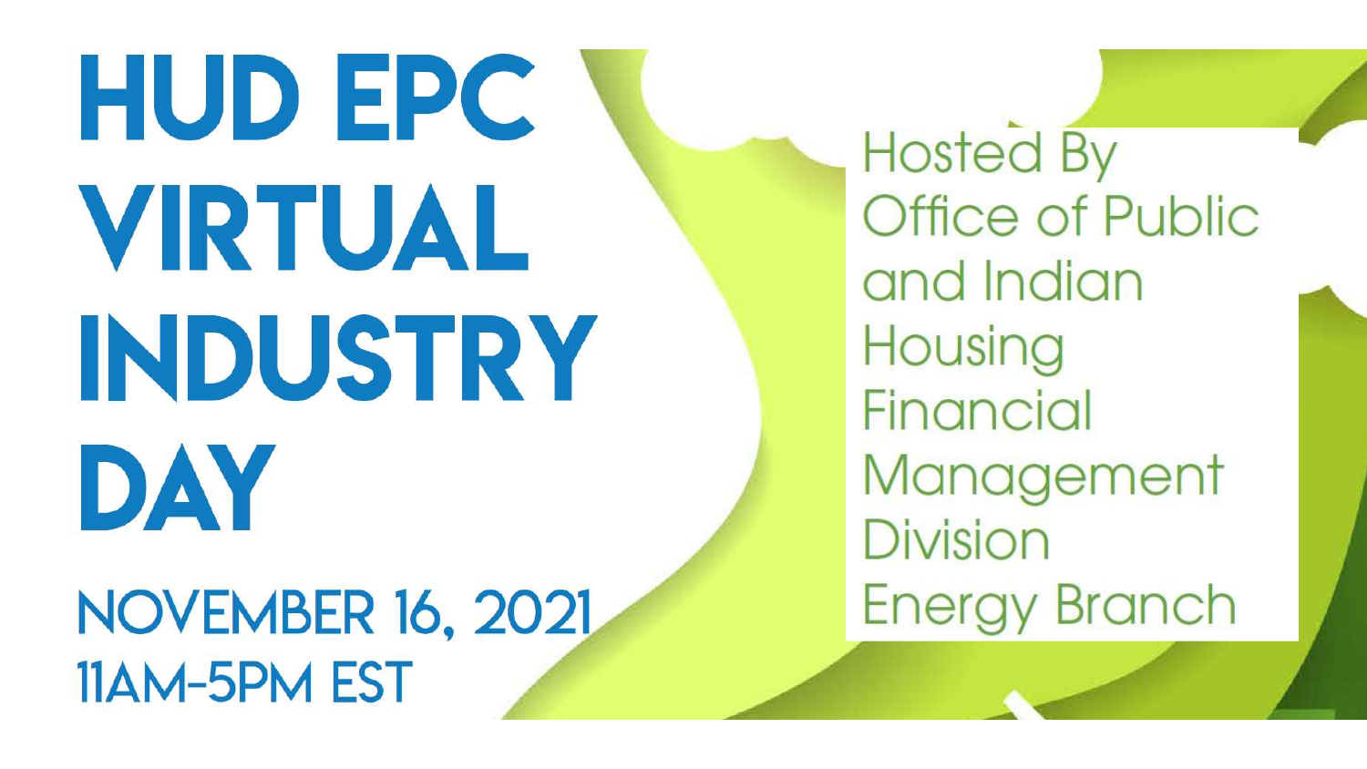# HUD EPC VIRTUAL INDUSTRY DAY

NOVEMBER 16, 2021
11AM-5PM EST

Hosted By
Office of Public and Indian Housing
Financial Management Division
Energy Branch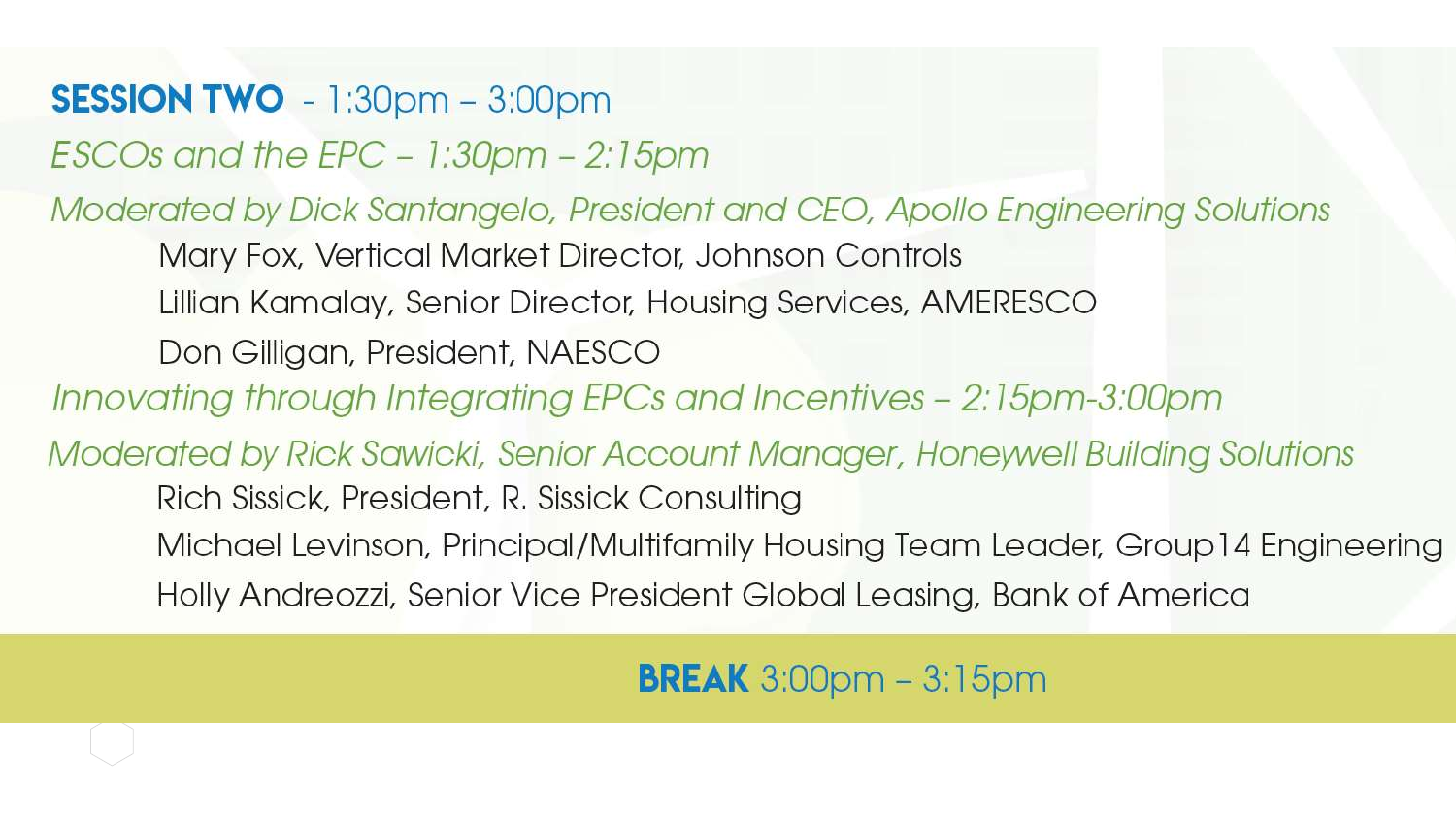## **SESSION TWO** - 1:30pm – 3:00pm

*ESCOs and the EPC – 1:30pm – 2:15pm*

*Moderated by Dick Santangelo, President and CEO, Apollo Engineering Solutions*

- Mary Fox, Vertical Market Director, Johnson Controls
- Lillian Kamalay, Senior Director, Housing Services, AMERESCO
- Don Gilligan, President, NAESCO

*Innovating through Integrating EPCs and Incentives – 2:15pm-3:00pm*

*Moderated by Rick Sawicki, Senior Account Manager, Honeywell Building Solutions*

- Rich Sissick, President, R. Sissick Consulting
- Michael Levinson, Principal/Multifamily Housing Team Leader, Group14 Engineering
- Holly Andreozzi, Senior Vice President Global Leasing, Bank of America

**BREAK** 3:00pm – 3:15pm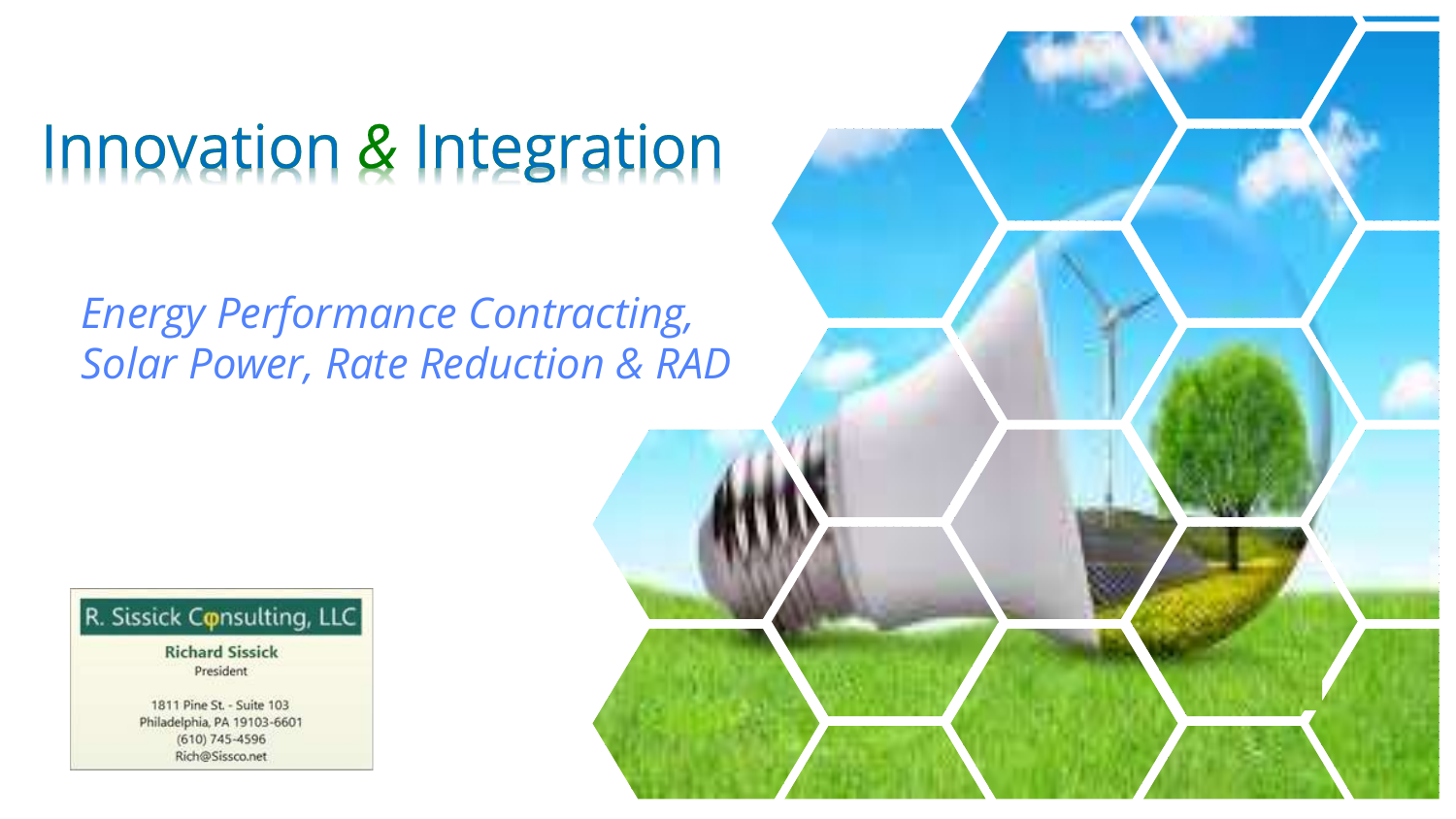# Innovation & Integration

*Energy Performance Contracting,*
*Solar Power, Rate Reduction & RAD*

R. Sissick Consulting, LLC

**Richard Sissick**
President

1811 Pine St. - Suite 103
Philadelphia, PA 19103-6601
(610) 745-4596
Rich@Sissco.net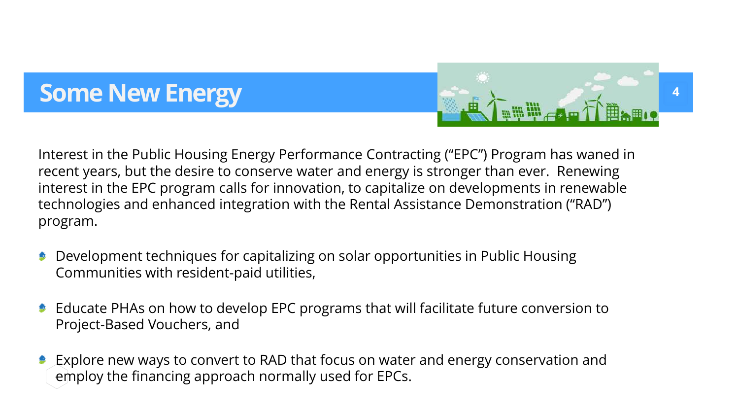# Some New Energy

Interest in the Public Housing Energy Performance Contracting ("EPC") Program has waned in recent years, but the desire to conserve water and energy is stronger than ever. Renewing interest in the EPC program calls for innovation, to capitalize on developments in renewable technologies and enhanced integration with the Rental Assistance Demonstration ("RAD") program.

- Development techniques for capitalizing on solar opportunities in Public Housing Communities with resident-paid utilities,
- Educate PHAs on how to develop EPC programs that will facilitate future conversion to Project-Based Vouchers, and
- Explore new ways to convert to RAD that focus on water and energy conservation and employ the financing approach normally used for EPCs.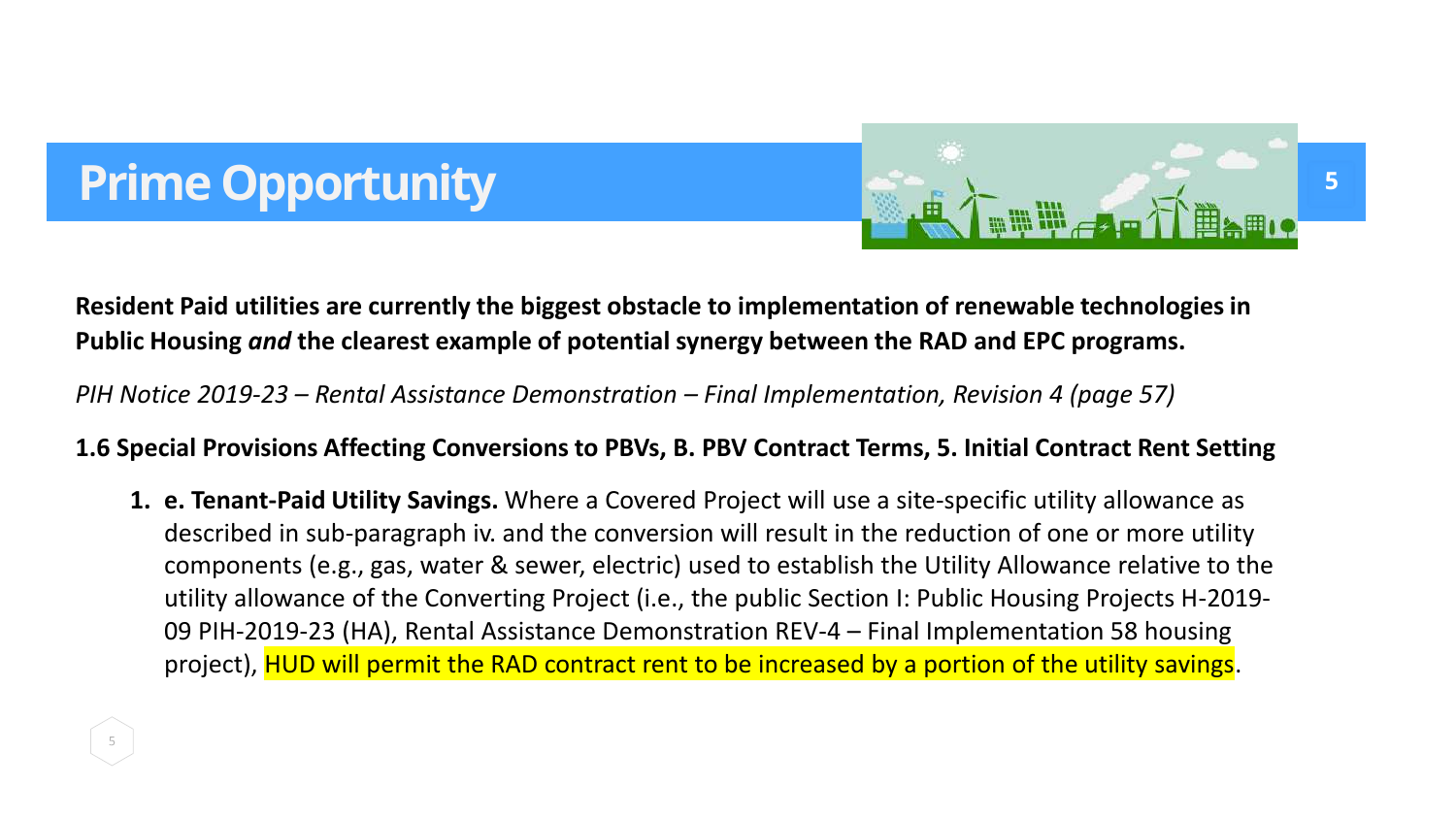# Prime Opportunity

**Resident Paid utilities are currently the biggest obstacle to implementation of renewable technologies in Public Housing *and* the clearest example of potential synergy between the RAD and EPC programs.**

*PIH Notice 2019-23 – Rental Assistance Demonstration – Final Implementation, Revision 4 (page 57)*

**1.6 Special Provisions Affecting Conversions to PBVs, B. PBV Contract Terms, 5. Initial Contract Rent Setting**

1. **e. Tenant-Paid Utility Savings.** Where a Covered Project will use a site-specific utility allowance as described in sub-paragraph iv. and the conversion will result in the reduction of one or more utility components (e.g., gas, water & sewer, electric) used to establish the Utility Allowance relative to the utility allowance of the Converting Project (i.e., the public Section I: Public Housing Projects H-2019-09 PIH-2019-23 (HA), Rental Assistance Demonstration REV-4 – Final Implementation 58 housing project), HUD will permit the RAD contract rent to be increased by a portion of the utility savings.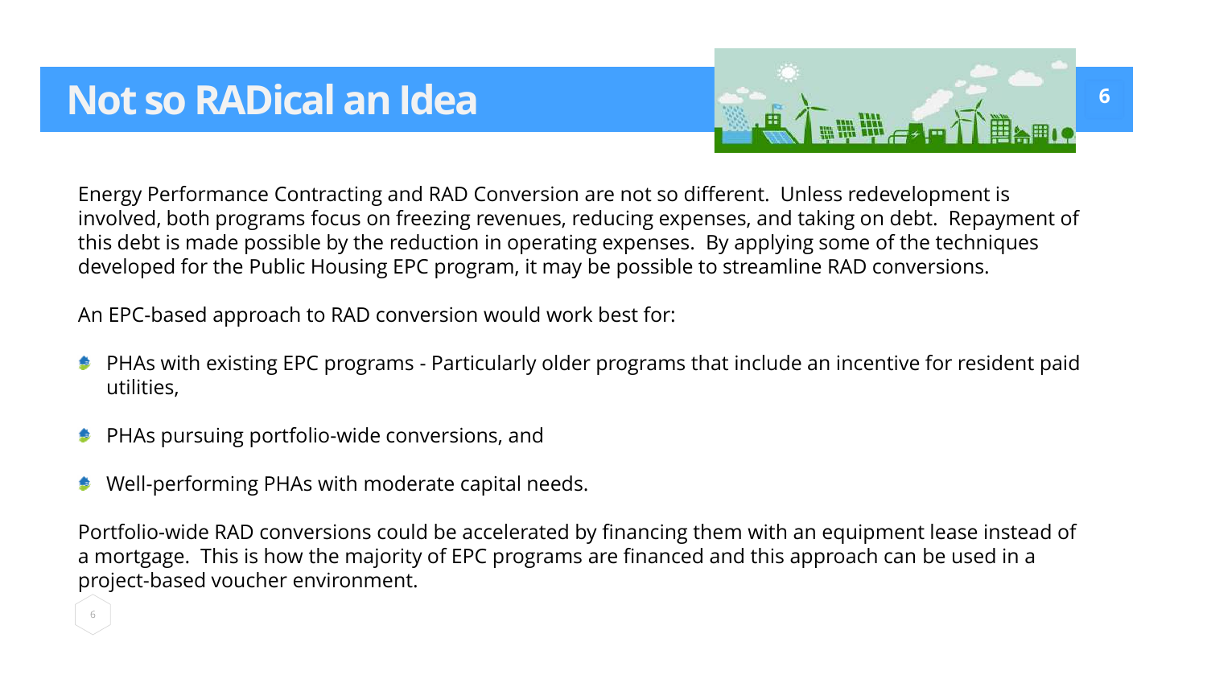# Not so RADical an Idea

Energy Performance Contracting and RAD Conversion are not so different. Unless redevelopment is involved, both programs focus on freezing revenues, reducing expenses, and taking on debt. Repayment of this debt is made possible by the reduction in operating expenses. By applying some of the techniques developed for the Public Housing EPC program, it may be possible to streamline RAD conversions.

An EPC-based approach to RAD conversion would work best for:

- PHAs with existing EPC programs - Particularly older programs that include an incentive for resident paid utilities,
- PHAs pursuing portfolio-wide conversions, and
- Well-performing PHAs with moderate capital needs.

Portfolio-wide RAD conversions could be accelerated by financing them with an equipment lease instead of a mortgage. This is how the majority of EPC programs are financed and this approach can be used in a project-based voucher environment.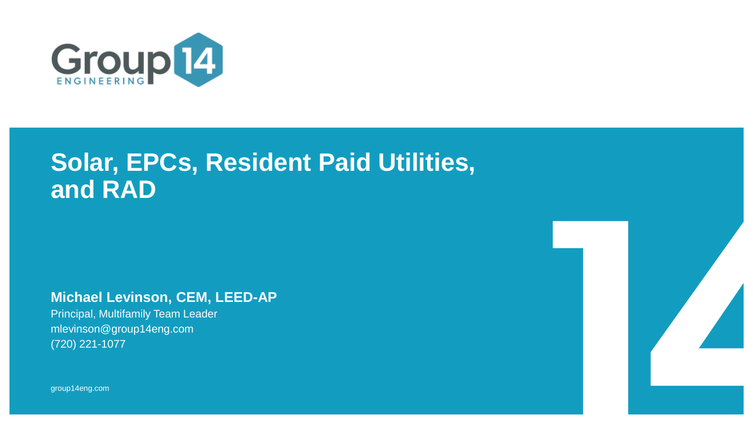Group 14 ENGINEERING

# Solar, EPCs, Resident Paid Utilities, and RAD

**Michael Levinson, CEM, LEED-AP**

Principal, Multifamily Team Leader

mlevinson@group14eng.com

(720) 221-1077

group14eng.com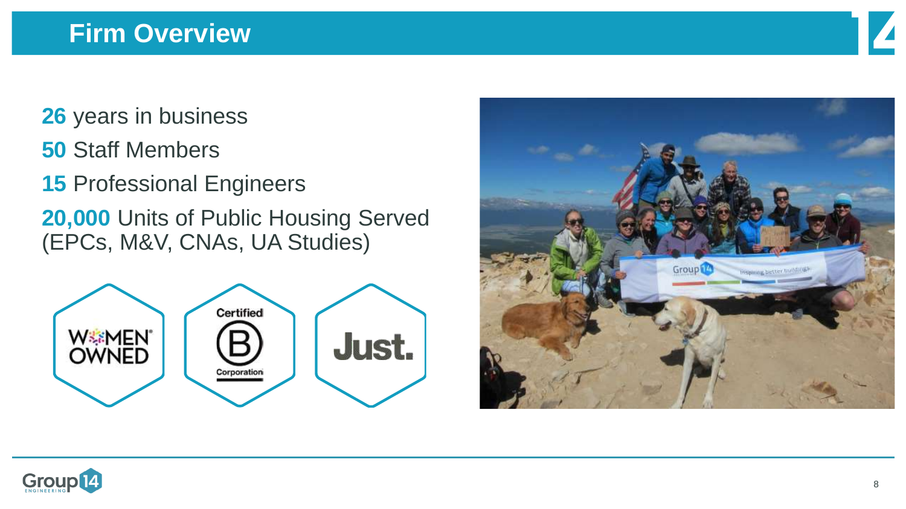# Firm Overview

**26** years in business

**50** Staff Members

**15** Professional Engineers

**20,000** Units of Public Housing Served (EPCs, M&V, CNAs, UA Studies)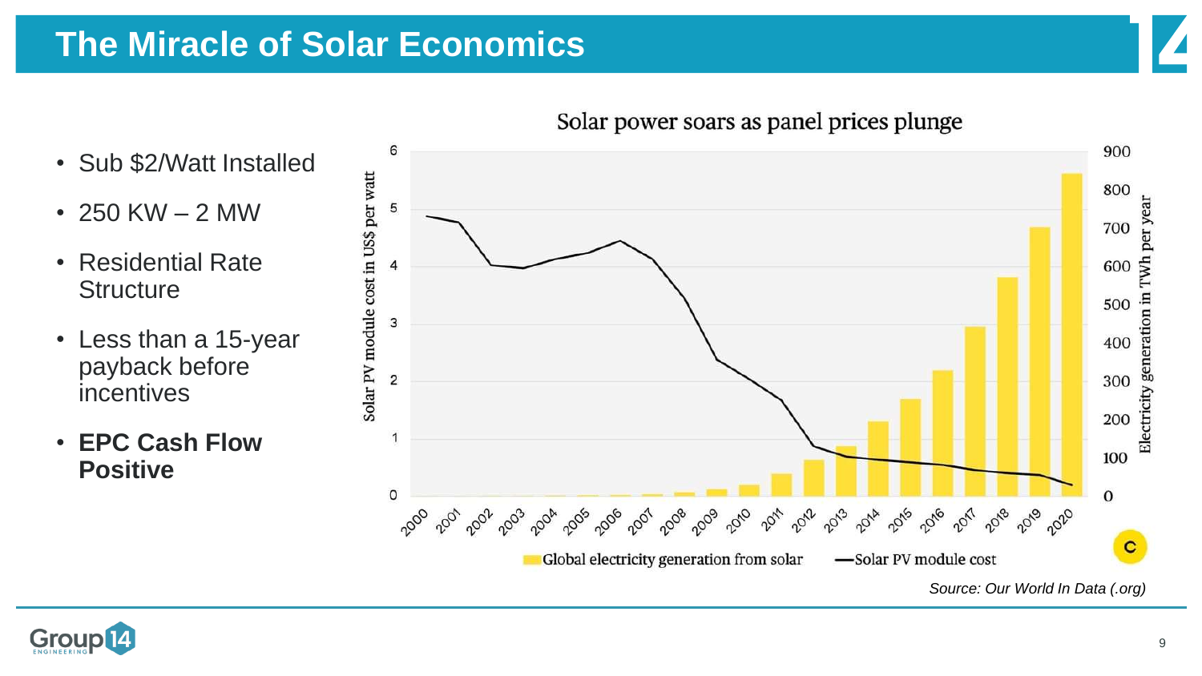# The Miracle of Solar Economics

- Sub $2/Watt Installed
- 250 KW – 2 MW
- Residential Rate Structure
- Less than a 15-year payback before incentives
- **EPC Cash Flow Positive**

Solar power soars as panel prices plunge

Solar PV module cost in US$ per watt | Electricity generation in TWh per year

Global electricity generation from solar — Solar PV module cost

*Source: Our World In Data (.org)*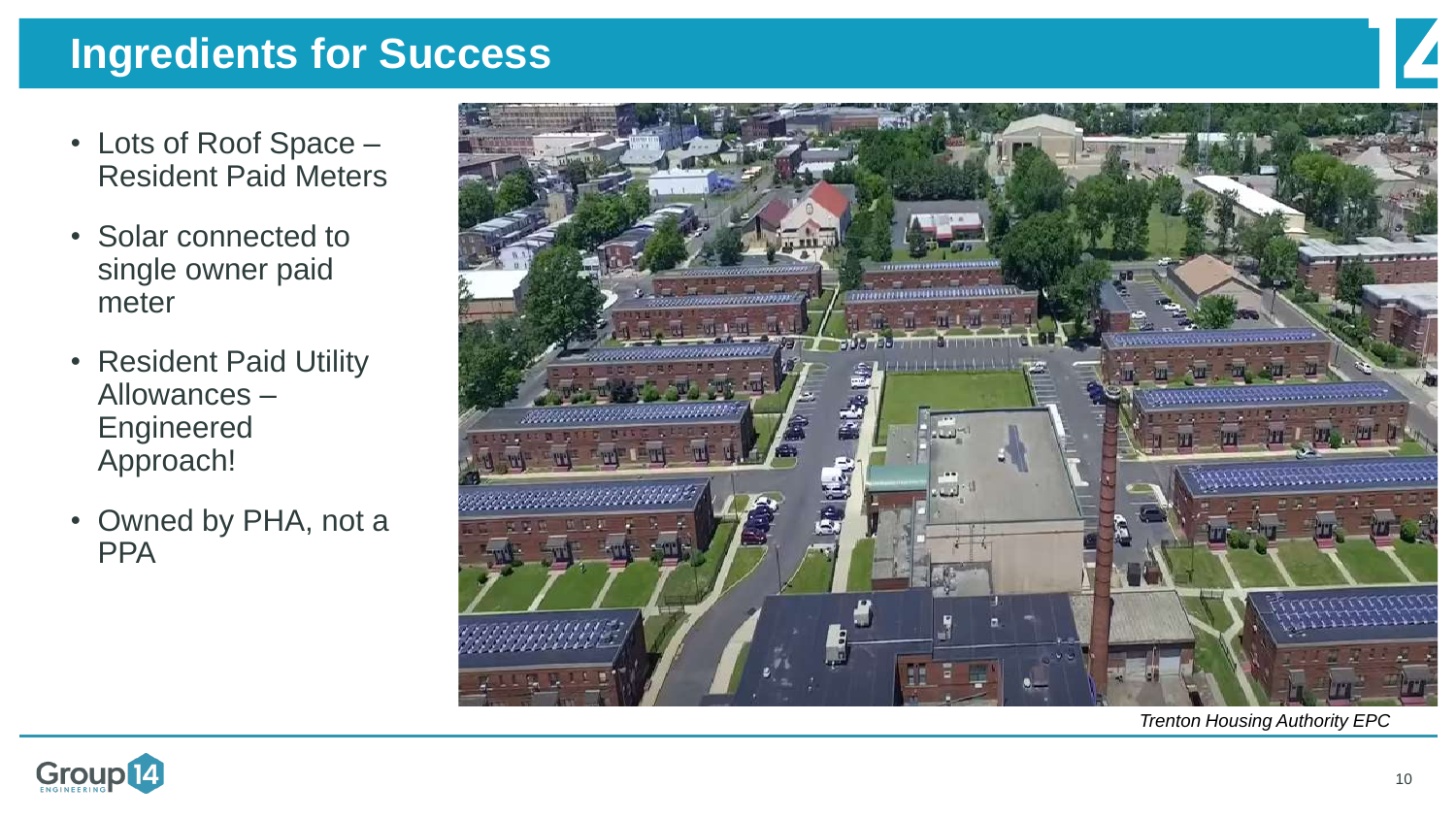# Ingredients for Success

- Lots of Roof Space – Resident Paid Meters
- Solar connected to single owner paid meter
- Resident Paid Utility Allowances – Engineered Approach!
- Owned by PHA, not a PPA

*Trenton Housing Authority EPC*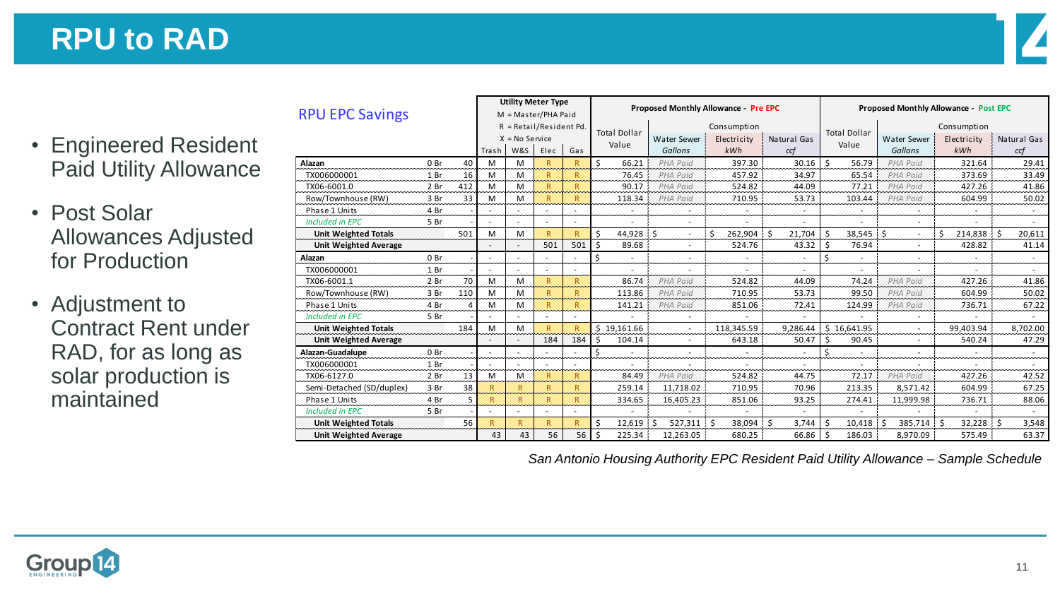# RPU to RAD

- Engineered Resident Paid Utility Allowance
- Post Solar Allowances Adjusted for Production
- Adjustment to Contract Rent under RAD, for as long as solar production is maintained

| RPU EPC Savings | | | Utility Meter Type M = Master/PHA Paid R = Retail/Resident Pd. X = No Service | | | | Proposed Monthly Allowance - Pre EPC | | | | Proposed Monthly Allowance - Post EPC | | | |
|---|---|---|---|---|---|---|---|---|---|---|---|---|---|---|
| | | | | | | | Total Dollar Value | Consumption | | | Total Dollar Value | Consumption | | |
| | | | Trash | W&S | Elec | Gas | | Water Sewer Gallons | Electricity kWh | Natural Gas ccf | | Water Sewer Gallons | Electricity kWh | Natural Gas ccf |
| **Alazan** | 0 Br | 40 | M | M | R | R | $ 66.21 | PHA Paid | 397.30 | 30.16 | $ 56.79 | PHA Paid | 321.64 | 29.41 |
| TX006000001 | 1 Br | 16 | M | M | R | R | 76.45 | PHA Paid | 457.92 | 34.97 | 65.54 | PHA Paid | 373.69 | 33.49 |
| TX06-6001.0 | 2 Br | 412 | M | M | R | R | 90.17 | PHA Paid | 524.82 | 44.09 | 77.21 | PHA Paid | 427.26 | 41.86 |
| Row/Townhouse (RW) | 3 Br | 33 | M | M | R | R | 118.34 | PHA Paid | 710.95 | 53.73 | 103.44 | PHA Paid | 604.99 | 50.02 |
| Phase 1 Units | 4 Br | - | - | - | - | - | - | - | - | - | - | - | - | - |
| *Included in EPC* | 5 Br | - | - | - | - | - | - | - | - | - | - | - | - | - |
| **Unit Weighted Totals** | | 501 | M | M | R | R | $ 44,928 | $ - | $ 262,904 | $ 21,704 | $ 38,545 | $ - | $ 214,838 | $ 20,611 |
| **Unit Weighted Average** | | | - | - | 501 | 501 | $ 89.68 | - | 524.76 | 43.32 | $ 76.94 | - | 428.82 | 41.14 |
| **Alazan** | 0 Br | - | - | - | - | - | $ - | - | - | - | $ - | - | - | - |
| TX006000001 | 1 Br | - | - | - | - | - | - | - | - | - | - | - | - | - |
| TX06-6001.1 | 2 Br | 70 | M | M | R | R | 86.74 | PHA Paid | 524.82 | 44.09 | 74.24 | PHA Paid | 427.26 | 41.86 |
| Row/Townhouse (RW) | 3 Br | 110 | M | M | R | R | 113.86 | PHA Paid | 710.95 | 53.73 | 99.50 | PHA Paid | 604.99 | 50.02 |
| Phase 1 Units | 4 Br | 4 | M | M | R | R | 141.21 | PHA Paid | 851.06 | 72.41 | 124.99 | PHA Paid | 736.71 | 67.22 |
| *Included in EPC* | 5 Br | - | - | - | - | - | - | - | - | - | - | - | - | - |
| **Unit Weighted Totals** | | 184 | M | M | R | R | $ 19,161.66 | - | 118,345.59 | 9,286.44 | $ 16,641.95 | - | 99,403.94 | 8,702.00 |
| **Unit Weighted Average** | | | - | - | 184 | 184 | $ 104.14 | - | 643.18 | 50.47 | $ 90.45 | - | 540.24 | 47.29 |
| **Alazan-Guadalupe** | 0 Br | - | - | - | - | - | $ - | - | - | - | $ - | - | - | - |
| TX006000001 | 1 Br | - | - | - | - | - | - | - | - | - | - | - | - | - |
| TX06-6127.0 | 2 Br | 13 | M | M | R | R | 84.49 | PHA Paid | 524.82 | 44.75 | 72.17 | PHA Paid | 427.26 | 42.52 |
| Semi-Detached (SD/duplex) | 3 Br | 38 | R | R | R | R | 259.14 | 11,718.02 | 710.95 | 70.96 | 213.35 | 8,571.42 | 604.99 | 67.25 |
| Phase 1 Units | 4 Br | 5 | R | R | R | R | 334.65 | 16,405.23 | 851.06 | 93.25 | 274.41 | 11,999.98 | 736.71 | 88.06 |
| *Included in EPC* | 5 Br | - | - | - | - | - | - | - | - | - | - | - | - | - |
| **Unit Weighted Totals** | | 56 | R | R | R | R | $ 12,619 | $ 527,311 | $ 38,094 | $ 3,744 | $ 10,418 | $ 385,714 | $ 32,228 | $ 3,548 |
| **Unit Weighted Average** | | | 43 | 43 | 56 | 56 | $ 225.34 | 12,263.05 | 680.25 | 66.86 | $ 186.03 | 8,970.09 | 575.49 | 63.37 |

*San Antonio Housing Authority EPC Resident Paid Utility Allowance – Sample Schedule*